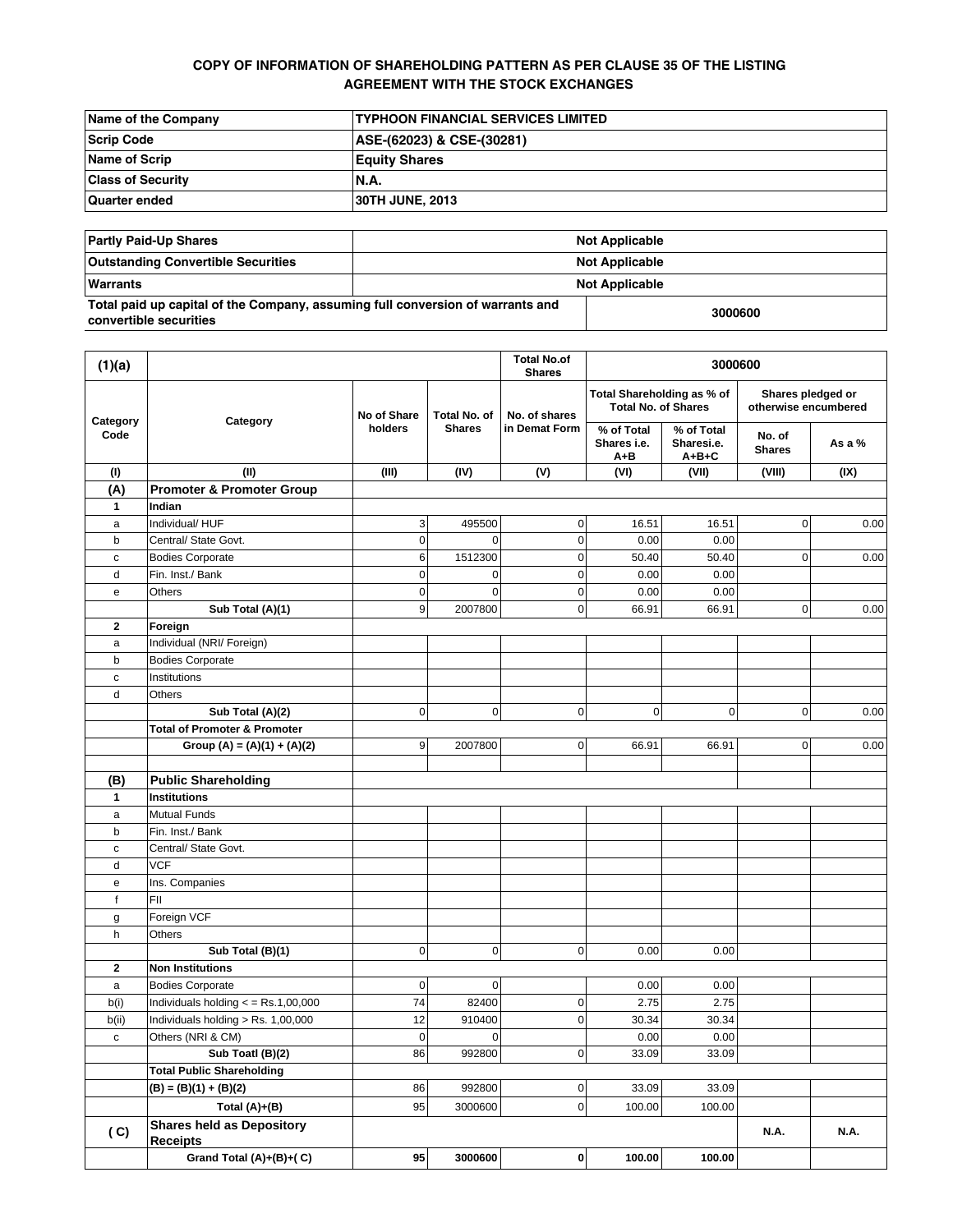**COPY OF INFORMATION OF SHAREHOLDING PATTERN AS PER CLAUSE 35 OF THE LISTING AGREEMENT WITH THE STOCK EXCHANGES**

| | |
|---|---|
| **Name of the Company** | **TYPHOON FINANCIAL SERVICES LIMITED** |
| **Scrip Code** | **ASE-(62023) & CSE-(30281)** |
| **Name of Scrip** | **Equity Shares** |
| **Class of Security** | **N.A.** |
| **Quarter ended** | **30TH JUNE, 2013** |

| | |
|---|---|
| **Partly Paid-Up Shares** | **Not Applicable** |
| **Outstanding Convertible Securities** | **Not Applicable** |
| **Warrants** | **Not Applicable** |
| **Total paid up capital of the Company, assuming full conversion of warrants and convertible securities** | **3000600** |

| **(1)(a)** | | | | **Total No.of Shares** | **3000600** | | | |
|---|---|---|---|---|---|---|---|---|
| **Category Code** | **Category** | **No of Share holders** | **Total No. of Shares** | **No. of shares in Demat Form** | **Total Shareholding as % of Total No. of Shares** | | **Shares pledged or otherwise encumbered** | |
| | | | | | **% of Total Shares i.e. A+B** | **% of Total Sharesi.e. A+B+C** | **No. of Shares** | **As a %** |
| **(I)** | **(II)** | **(III)** | **(IV)** | **(V)** | **(VI)** | **(VII)** | **(VIII)** | **(IX)** |
| **(A)** | **Promoter & Promoter Group** | | | | | | | |
| **1** | **Indian** | | | | | | | |
| a | Individual/ HUF | 3 | 495500 | 0 | 16.51 | 16.51 | 0 | 0.00 |
| b | Central/ State Govt. | 0 | 0 | 0 | 0.00 | 0.00 | | |
| c | Bodies Corporate | 6 | 1512300 | 0 | 50.40 | 50.40 | 0 | 0.00 |
| d | Fin. Inst./ Bank | 0 | 0 | 0 | 0.00 | 0.00 | | |
| e | Others | 0 | 0 | 0 | 0.00 | 0.00 | | |
| | **Sub Total (A)(1)** | 9 | 2007800 | 0 | 66.91 | 66.91 | 0 | 0.00 |
| **2** | **Foreign** | | | | | | | |
| a | Individual (NRI/ Foreign) | | | | | | | |
| b | Bodies Corporate | | | | | | | |
| c | Institutions | | | | | | | |
| d | Others | | | | | | | |
| | **Sub Total (A)(2)** | 0 | 0 | 0 | 0 | 0 | 0 | 0.00 |
| | **Total of Promoter & Promoter** | | | | | | | |
| | **Group (A) = (A)(1) + (A)(2)** | 9 | 2007800 | 0 | 66.91 | 66.91 | 0 | 0.00 |
| | | | | | | | | |
| **(B)** | **Public Shareholding** | | | | | | | |
| **1** | **Institutions** | | | | | | | |
| a | Mutual Funds | | | | | | | |
| b | Fin. Inst./ Bank | | | | | | | |
| c | Central/ State Govt. | | | | | | | |
| d | VCF | | | | | | | |
| e | Ins. Companies | | | | | | | |
| f | FII | | | | | | | |
| g | Foreign VCF | | | | | | | |
| h | Others | | | | | | | |
| | **Sub Total (B)(1)** | 0 | 0 | 0 | 0.00 | 0.00 | | |
| **2** | **Non Institutions** | | | | | | | |
| a | Bodies Corporate | 0 | 0 | | 0.00 | 0.00 | | |
| b(i) | Individuals holding < = Rs.1,00,000 | 74 | 82400 | 0 | 2.75 | 2.75 | | |
| b(ii) | Individuals holding > Rs. 1,00,000 | 12 | 910400 | 0 | 30.34 | 30.34 | | |
| c | Others (NRI & CM) | 0 | 0 | | 0.00 | 0.00 | | |
| | **Sub Toatl (B)(2)** | 86 | 992800 | 0 | 33.09 | 33.09 | | |
| | **Total Public Shareholding** | | | | | | | |
| | **(B) = (B)(1) + (B)(2)** | 86 | 992800 | 0 | 33.09 | 33.09 | | |
| | **Total (A)+(B)** | 95 | 3000600 | 0 | 100.00 | 100.00 | | |
| **( C)** | **Shares held as Depository Receipts** | | | | | | **N.A.** | **N.A.** |
| | **Grand Total (A)+(B)+( C)** | **95** | **3000600** | **0** | **100.00** | **100.00** | | |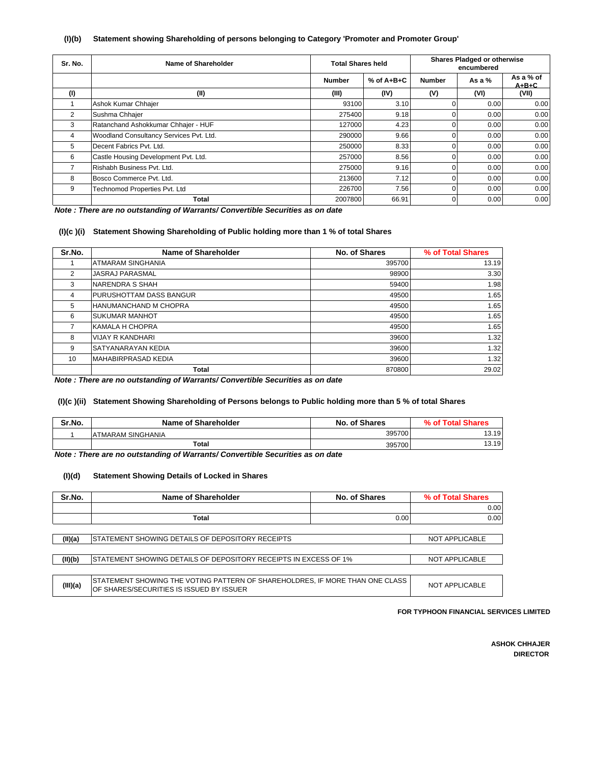### (I)(b) Statement showing Shareholding of persons belonging to Category 'Promoter and Promoter Group'

| Sr. No. | Name of Shareholder | Total Shares held | | Shares Pladged or otherwise encumbered | | |
|---|---|---|---|---|---|---|
| | | Number | % of A+B+C | Number | As a % | As a % of A+B+C |
| (I) | (II) | (III) | (IV) | (V) | (VI) | (VII) |
| 1 | Ashok Kumar Chhajer | 93100 | 3.10 | 0 | 0.00 | 0.00 |
| 2 | Sushma Chhajer | 275400 | 9.18 | 0 | 0.00 | 0.00 |
| 3 | Ratanchand Ashokkumar Chhajer - HUF | 127000 | 4.23 | 0 | 0.00 | 0.00 |
| 4 | Woodland Consultancy Services Pvt. Ltd. | 290000 | 9.66 | 0 | 0.00 | 0.00 |
| 5 | Decent Fabrics Pvt. Ltd. | 250000 | 8.33 | 0 | 0.00 | 0.00 |
| 6 | Castle Housing Development Pvt. Ltd. | 257000 | 8.56 | 0 | 0.00 | 0.00 |
| 7 | Rishabh Business Pvt. Ltd. | 275000 | 9.16 | 0 | 0.00 | 0.00 |
| 8 | Bosco Commerce Pvt. Ltd. | 213600 | 7.12 | 0 | 0.00 | 0.00 |
| 9 | Technomod Properties Pvt. Ltd | 226700 | 7.56 | 0 | 0.00 | 0.00 |
| | **Total** | 2007800 | 66.91 | 0 | 0.00 | 0.00 |

***Note : There are no outstanding of Warrants/ Convertible Securities as on date***

### (I)(c )(i) Statement Showing Shareholding of Public holding more than 1 % of total Shares

| Sr.No. | Name of Shareholder | No. of Shares | % of Total Shares |
|---|---|---|---|
| 1 | ATMARAM SINGHANIA | 395700 | 13.19 |
| 2 | JASRAJ PARASMAL | 98900 | 3.30 |
| 3 | NARENDRA S SHAH | 59400 | 1.98 |
| 4 | PURUSHOTTAM DASS BANGUR | 49500 | 1.65 |
| 5 | HANUMANCHAND M CHOPRA | 49500 | 1.65 |
| 6 | SUKUMAR MANHOT | 49500 | 1.65 |
| 7 | KAMALA H CHOPRA | 49500 | 1.65 |
| 8 | VIJAY R KANDHARI | 39600 | 1.32 |
| 9 | SATYANARAYAN KEDIA | 39600 | 1.32 |
| 10 | MAHABIRPRASAD KEDIA | 39600 | 1.32 |
| | **Total** | 870800 | 29.02 |

***Note : There are no outstanding of Warrants/ Convertible Securities as on date***

### (I)(c )(ii) Statement Showing Shareholding of Persons belongs to Public holding more than 5 % of total Shares

| Sr.No. | Name of Shareholder | No. of Shares | % of Total Shares |
|---|---|---|---|
| 1 | ATMARAM SINGHANIA | 395700 | 13.19 |
| | **Total** | 395700 | 13.19 |

***Note : There are no outstanding of Warrants/ Convertible Securities as on date***

### (I)(d) Statement Showing Details of Locked in Shares

| Sr.No. | Name of Shareholder | No. of Shares | % of Total Shares |
|---|---|---|---|
| | | | 0.00 |
| | **Total** | 0.00 | 0.00 |

| | | |
|---|---|---|
| **(II)(a)** | STATEMENT SHOWING DETAILS OF DEPOSITORY RECEIPTS | NOT APPLICABLE |
| **(II)(b)** | STATEMENT SHOWING DETAILS OF DEPOSITORY RECEIPTS IN EXCESS OF 1% | NOT APPLICABLE |
| **(III)(a)** | STATEMENT SHOWING THE VOTING PATTERN OF SHAREHOLDRES, IF MORE THAN ONE CLASS OF SHARES/SECURITIES IS ISSUED BY ISSUER | NOT APPLICABLE |

**FOR TYPHOON FINANCIAL SERVICES LIMITED**

**ASHOK CHHAJER**
**DIRECTOR**